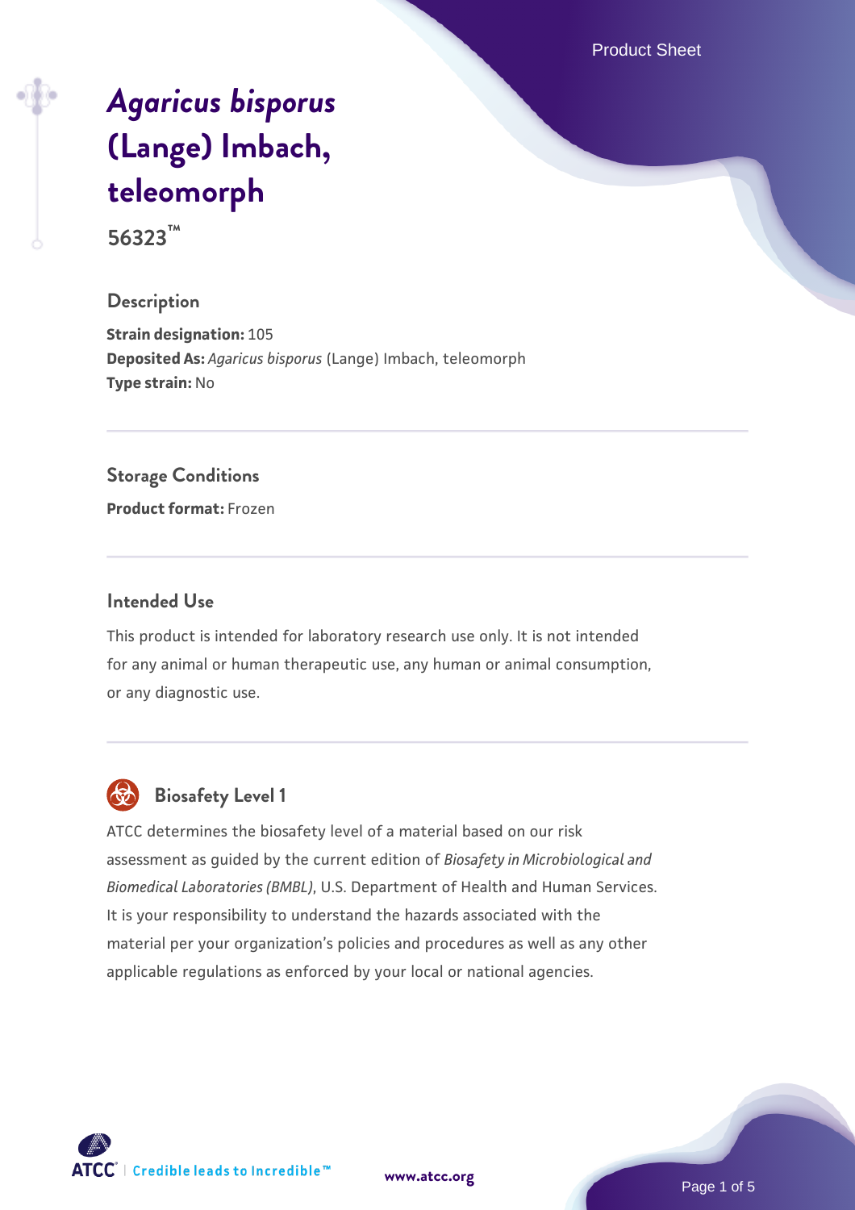# *Agaricus bisporus* (Lange) Imbach, teleomorph

**56323™**

## Description

**Strain designation:** 105
**Deposited As:** *Agaricus bisporus* (Lange) Imbach, teleomorph
**Type strain:** No

## Storage Conditions

**Product format:** Frozen

## Intended Use

This product is intended for laboratory research use only. It is not intended for any animal or human therapeutic use, any human or animal consumption, or any diagnostic use.

## Biosafety Level 1

ATCC determines the biosafety level of a material based on our risk assessment as guided by the current edition of *Biosafety in Microbiological and Biomedical Laboratories (BMBL)*, U.S. Department of Health and Human Services. It is your responsibility to understand the hazards associated with the material per your organization's policies and procedures as well as any other applicable regulations as enforced by your local or national agencies.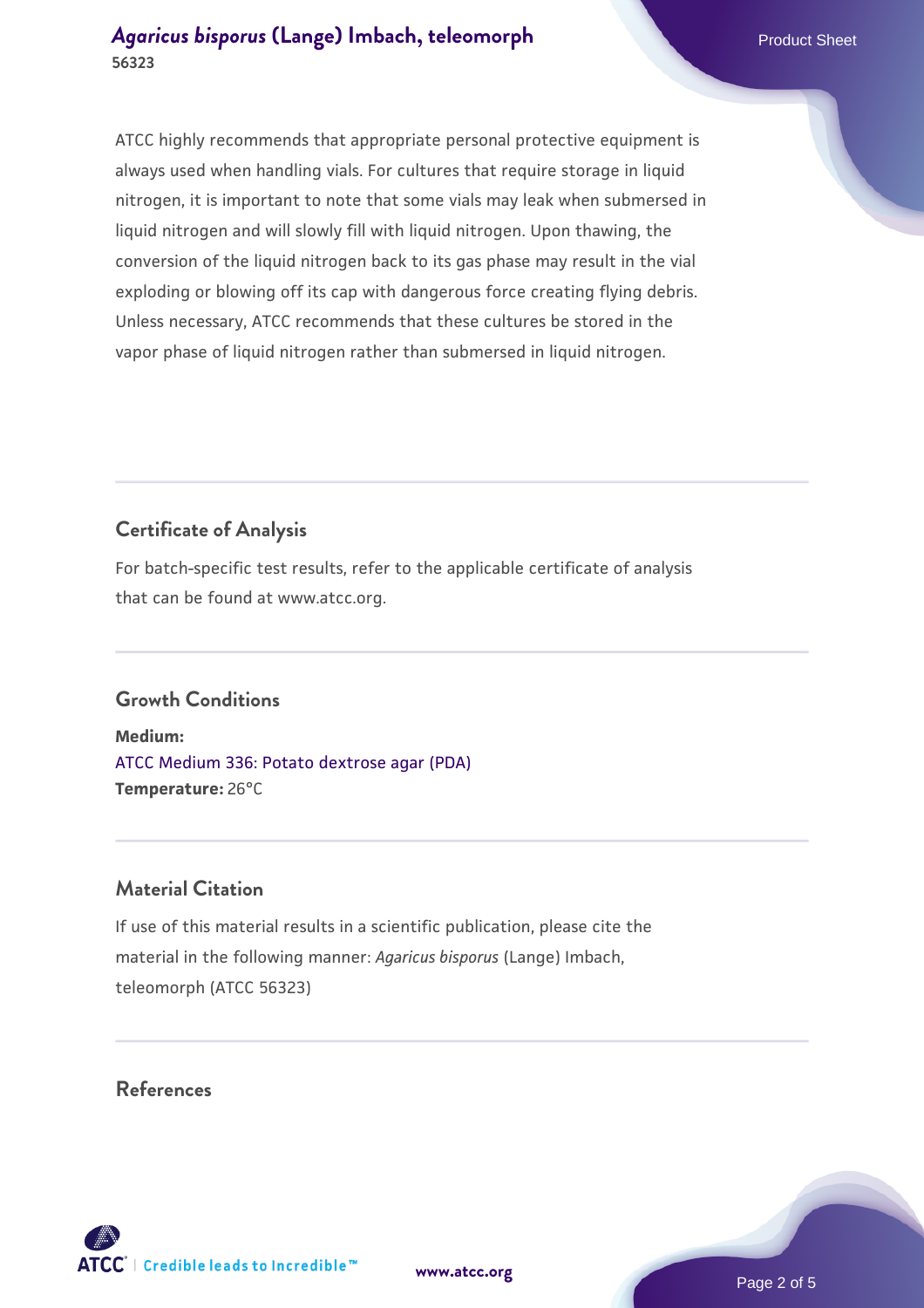ATCC highly recommends that appropriate personal protective equipment is always used when handling vials. For cultures that require storage in liquid nitrogen, it is important to note that some vials may leak when submersed in liquid nitrogen and will slowly fill with liquid nitrogen. Upon thawing, the conversion of the liquid nitrogen back to its gas phase may result in the vial exploding or blowing off its cap with dangerous force creating flying debris. Unless necessary, ATCC recommends that these cultures be stored in the vapor phase of liquid nitrogen rather than submersed in liquid nitrogen.

## Certificate of Analysis

For batch-specific test results, refer to the applicable certificate of analysis that can be found at www.atcc.org.

## Growth Conditions

**Medium:**
ATCC Medium 336: Potato dextrose agar (PDA)
**Temperature:** 26°C

## Material Citation

If use of this material results in a scientific publication, please cite the material in the following manner: *Agaricus bisporus* (Lange) Imbach, teleomorph (ATCC 56323)

## References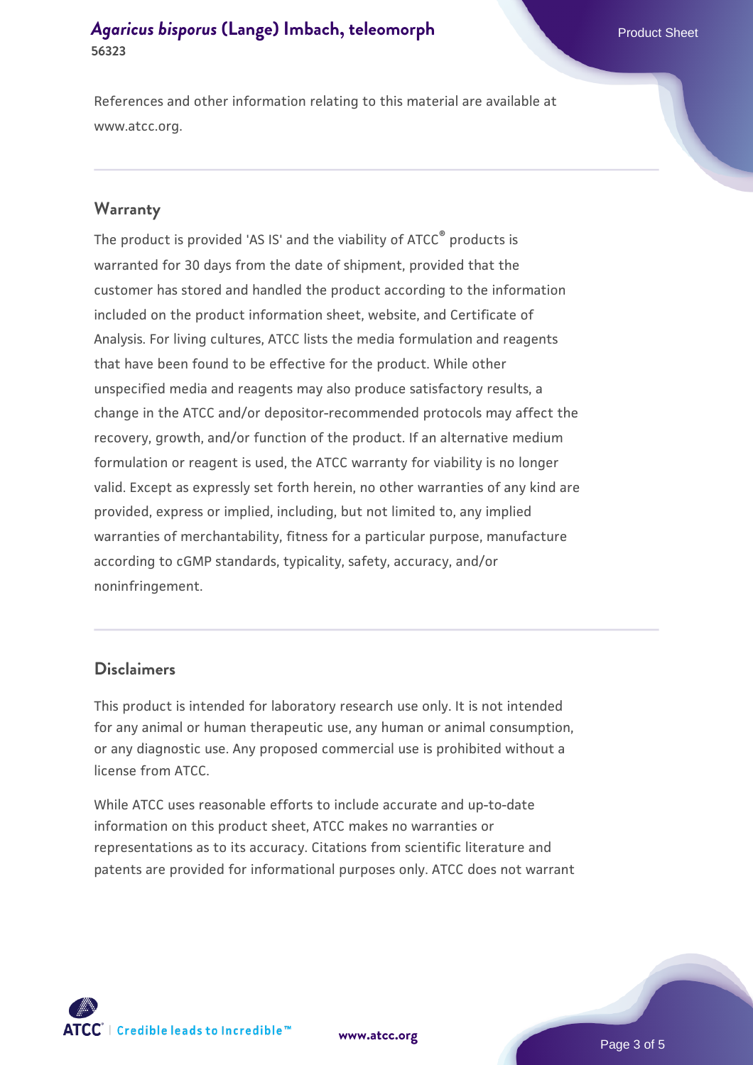References and other information relating to this material are available at www.atcc.org.

## Warranty

The product is provided 'AS IS' and the viability of ATCC® products is warranted for 30 days from the date of shipment, provided that the customer has stored and handled the product according to the information included on the product information sheet, website, and Certificate of Analysis. For living cultures, ATCC lists the media formulation and reagents that have been found to be effective for the product. While other unspecified media and reagents may also produce satisfactory results, a change in the ATCC and/or depositor-recommended protocols may affect the recovery, growth, and/or function of the product. If an alternative medium formulation or reagent is used, the ATCC warranty for viability is no longer valid. Except as expressly set forth herein, no other warranties of any kind are provided, express or implied, including, but not limited to, any implied warranties of merchantability, fitness for a particular purpose, manufacture according to cGMP standards, typicality, safety, accuracy, and/or noninfringement.

## Disclaimers

This product is intended for laboratory research use only. It is not intended for any animal or human therapeutic use, any human or animal consumption, or any diagnostic use. Any proposed commercial use is prohibited without a license from ATCC.

While ATCC uses reasonable efforts to include accurate and up-to-date information on this product sheet, ATCC makes no warranties or representations as to its accuracy. Citations from scientific literature and patents are provided for informational purposes only. ATCC does not warrant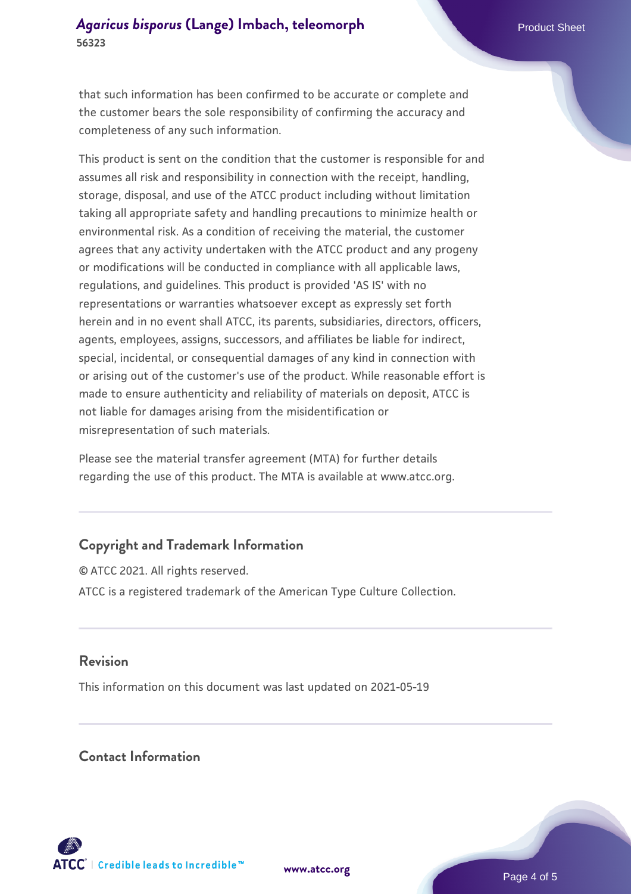that such information has been confirmed to be accurate or complete and the customer bears the sole responsibility of confirming the accuracy and completeness of any such information.

This product is sent on the condition that the customer is responsible for and assumes all risk and responsibility in connection with the receipt, handling, storage, disposal, and use of the ATCC product including without limitation taking all appropriate safety and handling precautions to minimize health or environmental risk. As a condition of receiving the material, the customer agrees that any activity undertaken with the ATCC product and any progeny or modifications will be conducted in compliance with all applicable laws, regulations, and guidelines. This product is provided 'AS IS' with no representations or warranties whatsoever except as expressly set forth herein and in no event shall ATCC, its parents, subsidiaries, directors, officers, agents, employees, assigns, successors, and affiliates be liable for indirect, special, incidental, or consequential damages of any kind in connection with or arising out of the customer's use of the product. While reasonable effort is made to ensure authenticity and reliability of materials on deposit, ATCC is not liable for damages arising from the misidentification or misrepresentation of such materials.

Please see the material transfer agreement (MTA) for further details regarding the use of this product. The MTA is available at www.atcc.org.

## Copyright and Trademark Information

© ATCC 2021. All rights reserved.

ATCC is a registered trademark of the American Type Culture Collection.

## Revision

This information on this document was last updated on 2021-05-19

## Contact Information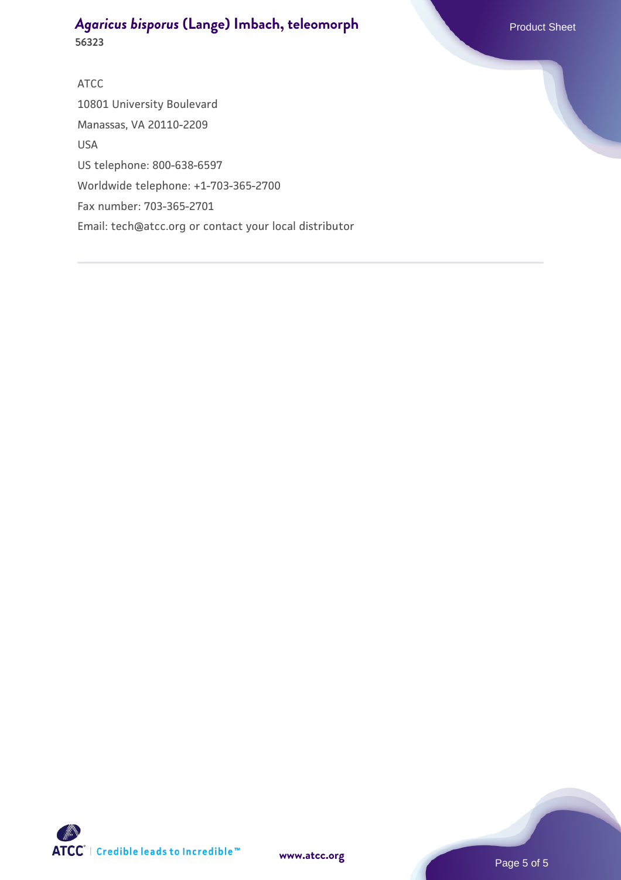ATCC

10801 University Boulevard

Manassas, VA 20110-2209

USA

US telephone: 800-638-6597

Worldwide telephone: +1-703-365-2700

Fax number: 703-365-2701

Email: tech@atcc.org or contact your local distributor